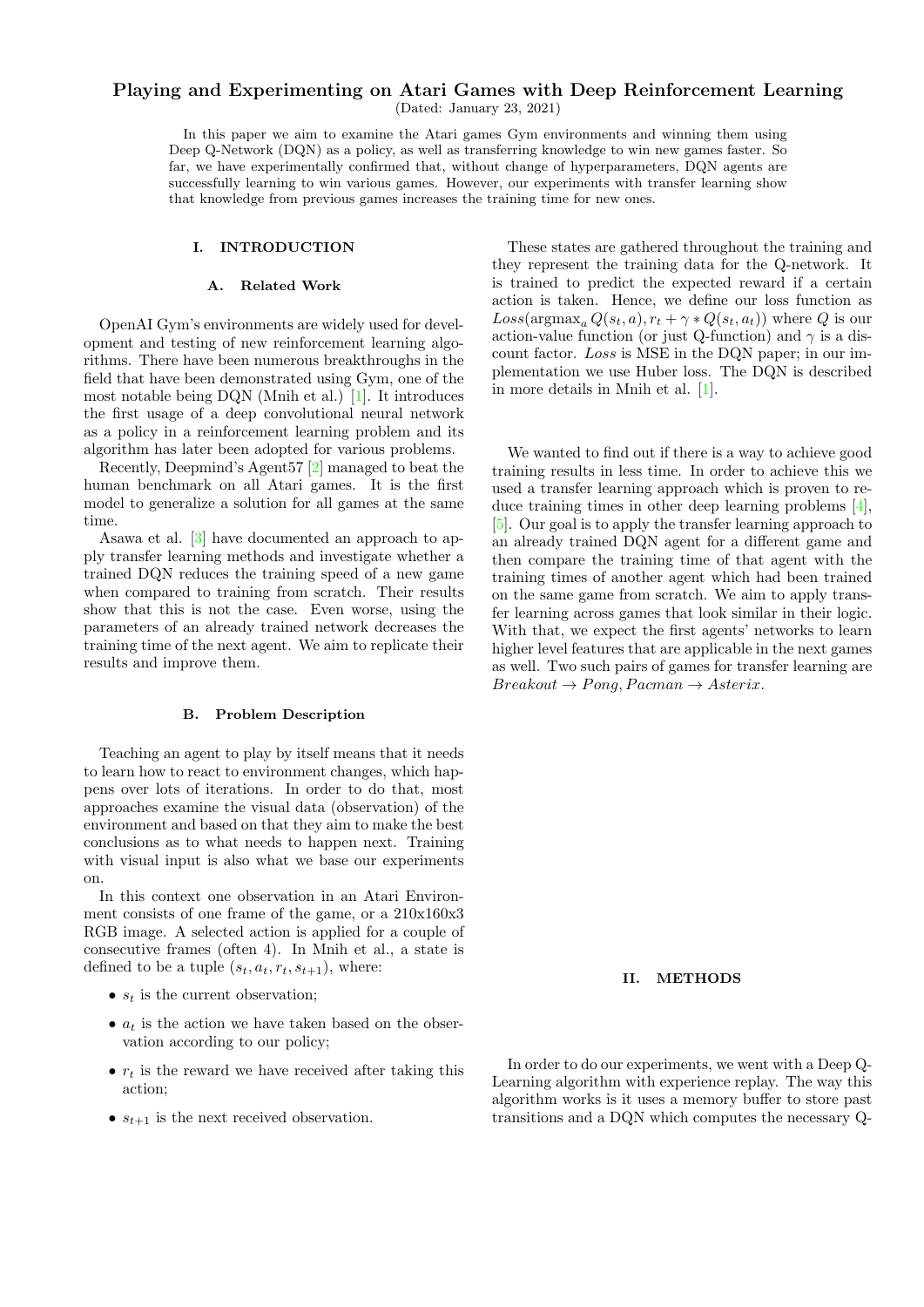# Playing and Experimenting on Atari Games with Deep Reinforcement Learning

(Dated: January 23, 2021)

In this paper we aim to examine the Atari games Gym environments and winning them using Deep Q-Network (DQN) as a policy, as well as transferring knowledge to win new games faster. So far, we have experimentally confirmed that, without change of hyperparameters, DQN agents are successfully learning to win various games. However, our experiments with transfer learning show that knowledge from previous games increases the training time for new ones.

## I. INTRODUCTION

### A. Related Work

OpenAI Gym's environments are widely used for development and testing of new reinforcement learning algorithms. There have been numerous breakthroughs in the field that have been demonstrated using Gym, one of the most notable being DQN (Mnih et al.) [1]. It introduces the first usage of a deep convolutional neural network as a policy in a reinforcement learning problem and its algorithm has later been adopted for various problems.

Recently, Deepmind's Agent57 [2] managed to beat the human benchmark on all Atari games. It is the first model to generalize a solution for all games at the same time.

Asawa et al. [3] have documented an approach to apply transfer learning methods and investigate whether a trained DQN reduces the training speed of a new game when compared to training from scratch. Their results show that this is not the case. Even worse, using the parameters of an already trained network decreases the training time of the next agent. We aim to replicate their results and improve them.

### B. Problem Description

Teaching an agent to play by itself means that it needs to learn how to react to environment changes, which happens over lots of iterations. In order to do that, most approaches examine the visual data (observation) of the environment and based on that they aim to make the best conclusions as to what needs to happen next. Training with visual input is also what we base our experiments on.

In this context one observation in an Atari Environment consists of one frame of the game, or a 210x160x3 RGB image. A selected action is applied for a couple of consecutive frames (often 4). In Mnih et al., a state is defined to be a tuple $(s_t, a_t, r_t, s_{t+1})$, where:

- $s_t$ is the current observation;
- $a_t$ is the action we have taken based on the observation according to our policy;
- $r_t$ is the reward we have received after taking this action;
- $s_{t+1}$ is the next received observation.

These states are gathered throughout the training and they represent the training data for the Q-network. It is trained to predict the expected reward if a certain action is taken. Hence, we define our loss function as $Loss(\text{argmax}_a\, Q(s_t, a), r_t + \gamma * Q(s_t, a_t))$ where $Q$ is our action-value function (or just Q-function) and $\gamma$ is a discount factor. *Loss* is MSE in the DQN paper; in our implementation we use Huber loss. The DQN is described in more details in Mnih et al. [1].

We wanted to find out if there is a way to achieve good training results in less time. In order to achieve this we used a transfer learning approach which is proven to reduce training times in other deep learning problems [4], [5]. Our goal is to apply the transfer learning approach to an already trained DQN agent for a different game and then compare the training time of that agent with the training times of another agent which had been trained on the same game from scratch. We aim to apply transfer learning across games that look similar in their logic. With that, we expect the first agents' networks to learn higher level features that are applicable in the next games as well. Two such pairs of games for transfer learning are $Breakout \rightarrow Pong, Pacman \rightarrow Asterix$.

## II. METHODS

In order to do our experiments, we went with a Deep Q-Learning algorithm with experience replay. The way this algorithm works is it uses a memory buffer to store past transitions and a DQN which computes the necessary Q-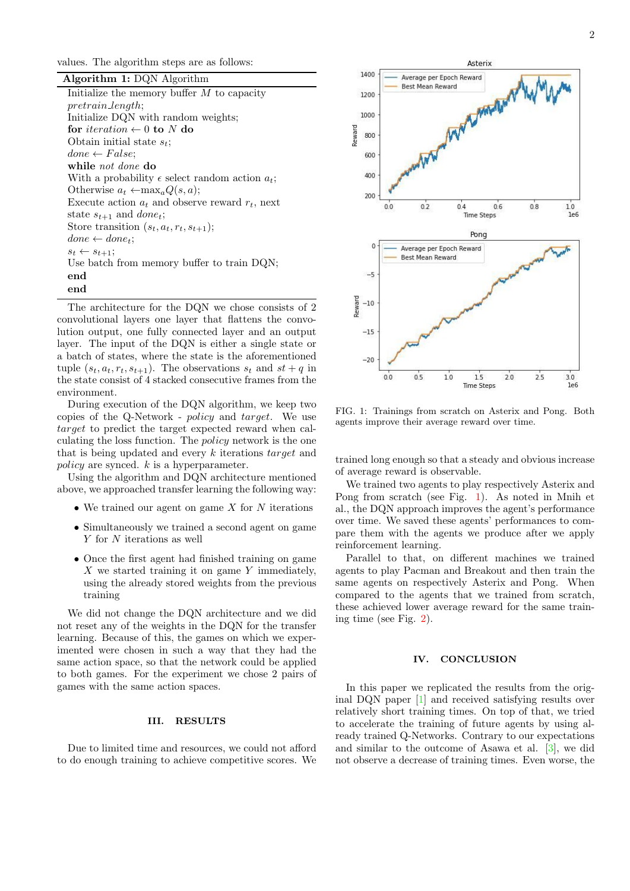values. The algorithm steps are as follows:

**Algorithm 1:** DQN Algorithm

```
Initialize the memory buffer M to capacity
  pretrain_length;
Initialize DQN with random weights;
for iteration ← 0 to N do
  Obtain initial state s_t;
  done ← False;
  while not done do
    With a probability ε select random action a_t;
    Otherwise a_t ← max_a Q(s, a);
    Execute action a_t and observe reward r_t, next
      state s_{t+1} and done_t;
    Store transition (s_t, a_t, r_t, s_{t+1});
    done ← done_t;
    s_t ← s_{t+1};
    Use batch from memory buffer to train DQN;
  end
end
```

The architecture for the DQN we chose consists of 2 convolutional layers one layer that flattens the convolution output, one fully connected layer and an output layer. The input of the DQN is either a single state or a batch of states, where the state is the aforementioned tuple $(s_t, a_t, r_t, s_{t+1})$. The observations $s_t$ and $st + q$ in the state consist of 4 stacked consecutive frames from the environment.

During execution of the DQN algorithm, we keep two copies of the Q-Network - *policy* and *target*. We use *target* to predict the target expected reward when calculating the loss function. The *policy* network is the one that is being updated and every $k$ iterations *target* and *policy* are synced. $k$ is a hyperparameter.

Using the algorithm and DQN architecture mentioned above, we approached transfer learning the following way:

- We trained our agent on game $X$ for $N$ iterations
- Simultaneously we trained a second agent on game $Y$ for $N$ iterations as well
- Once the first agent had finished training on game $X$ we started training it on game $Y$ immediately, using the already stored weights from the previous training

We did not change the DQN architecture and we did not reset any of the weights in the DQN for the transfer learning. Because of this, the games on which we experimented were chosen in such a way that they had the same action space, so that the network could be applied to both games. For the experiment we chose 2 pairs of games with the same action spaces.

## III. RESULTS

Due to limited time and resources, we could not afford to do enough training to achieve competitive scores. We trained long enough so that a steady and obvious increase of average reward is observable.

We trained two agents to play respectively Asterix and Pong from scratch (see Fig. 1). As noted in Mnih et al., the DQN approach improves the agent's performance over time. We saved these agents' performances to compare them with the agents we produce after we apply reinforcement learning.

Parallel to that, on different machines we trained agents to play Pacman and Breakout and then train the same agents on respectively Asterix and Pong. When compared to the agents that we trained from scratch, these achieved lower average reward for the same training time (see Fig. 2).

FIG. 1: Trainings from scratch on Asterix and Pong. Both agents improve their average reward over time.

## IV. CONCLUSION

In this paper we replicated the results from the original DQN paper [1] and received satisfying results over relatively short training times. On top of that, we tried to accelerate the training of future agents by using already trained Q-Networks. Contrary to our expectations and similar to the outcome of Asawa et al. [3], we did not observe a decrease of training times. Even worse, the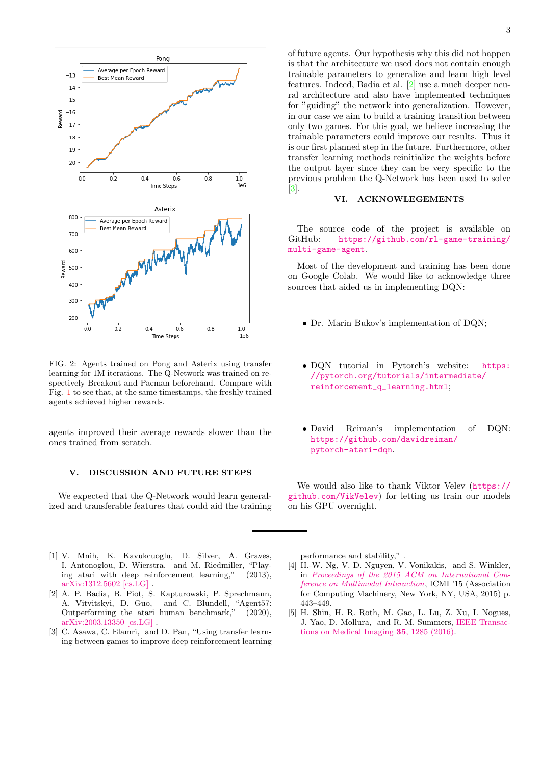Pong

Average per Epoch Reward
Best Mean Reward

Reward

−13
−14
−15
−16
−17
−18
−19
−20

0.0 0.2 0.4 0.6 0.8 1.0
Time Steps 1e6

Asterix

Average per Epoch Reward
Best Mean Reward

Reward

800
700
600
500
400
300
200

0.0 0.2 0.4 0.6 0.8 1.0
Time Steps 1e6

FIG. 2: Agents trained on Pong and Asterix using transfer learning for 1M iterations. The Q-Network was trained on respectively Breakout and Pacman beforehand. Compare with Fig. 1 to see that, at the same timestamps, the freshly trained agents achieved higher rewards.

agents improved their average rewards slower than the ones trained from scratch.

## V. DISCUSSION AND FUTURE STEPS

We expected that the Q-Network would learn generalized and transferable features that could aid the training of future agents. Our hypothesis why this did not happen is that the architecture we used does not contain enough trainable parameters to generalize and learn high level features. Indeed, Badia et al. [2] use a much deeper neural architecture and also have implemented techniques for "guiding" the network into generalization. However, in our case we aim to build a training transition between only two games. For this goal, we believe increasing the trainable parameters could improve our results. Thus it is our first planned step in the future. Furthermore, other transfer learning methods reinitialize the weights before the output layer since they can be very specific to the previous problem the Q-Network has been used to solve [3].

## VI. ACKNOWLEGEMENTS

The source code of the project is available on GitHub: https://github.com/rl-game-training/multi-game-agent.

Most of the development and training has been done on Google Colab. We would like to acknowledge three sources that aided us in implementing DQN:

- Dr. Marin Bukov's implementation of DQN;
- DQN tutorial in Pytorch's website: https://pytorch.org/tutorials/intermediate/reinforcement_q_learning.html;
- David Reiman's implementation of DQN: https://github.com/davidreiman/pytorch-atari-dqn.

We would also like to thank Viktor Velev (https://github.com/VikVelev) for letting us train our models on his GPU overnight.

---

[1] V. Mnih, K. Kavukcuoglu, D. Silver, A. Graves, I. Antonoglou, D. Wierstra, and M. Riedmiller, "Playing atari with deep reinforcement learning," (2013), arXiv:1312.5602 [cs.LG] .

[2] A. P. Badia, B. Piot, S. Kapturowski, P. Sprechmann, A. Vitvitskyi, D. Guo, and C. Blundell, "Agent57: Outperforming the atari human benchmark," (2020), arXiv:2003.13350 [cs.LG] .

[3] C. Asawa, C. Elamri, and D. Pan, "Using transfer learning between games to improve deep reinforcement learning performance and stability," .

[4] H.-W. Ng, V. D. Nguyen, V. Vonikakis, and S. Winkler, in *Proceedings of the 2015 ACM on International Conference on Multimodal Interaction*, ICMI '15 (Association for Computing Machinery, New York, NY, USA, 2015) p. 443–449.

[5] H. Shin, H. R. Roth, M. Gao, L. Lu, Z. Xu, I. Nogues, J. Yao, D. Mollura, and R. M. Summers, IEEE Transactions on Medical Imaging **35**, 1285 (2016).